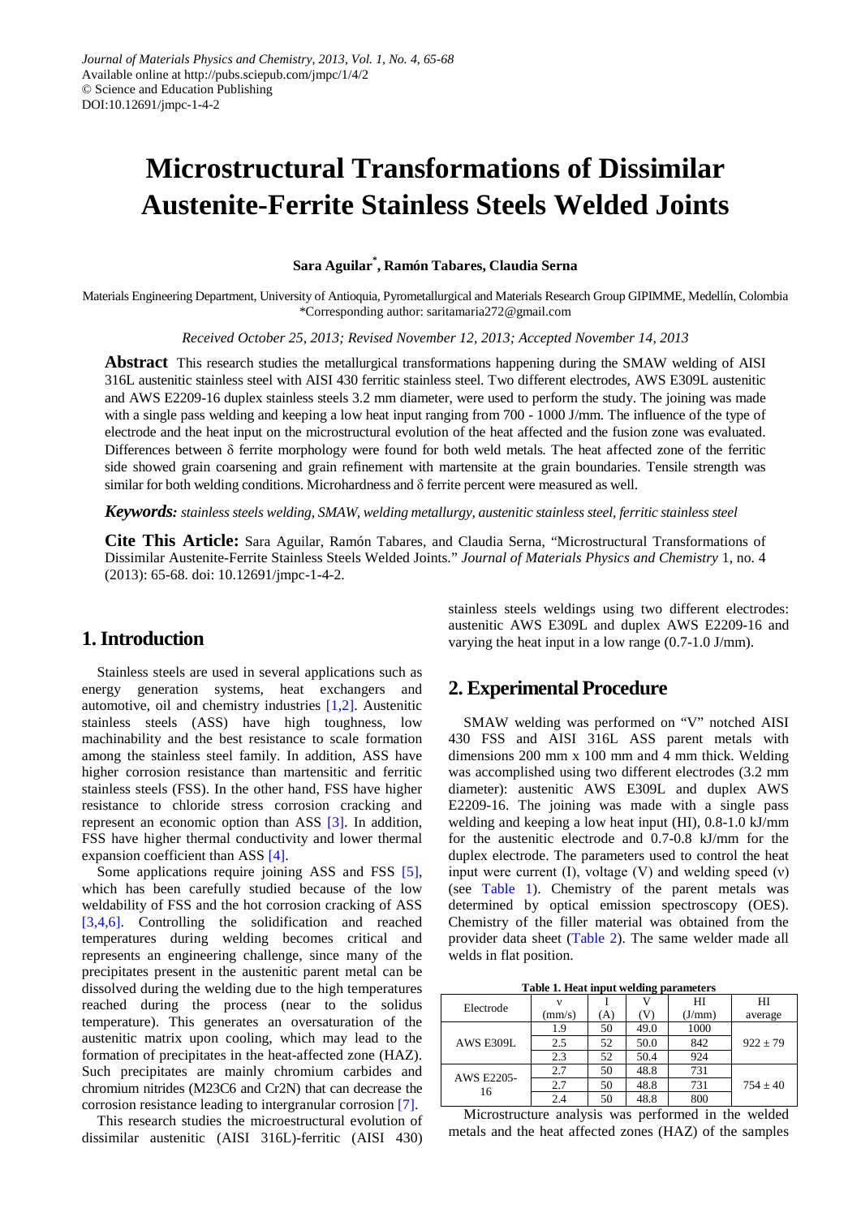*Journal of Materials Physics and Chemistry, 2013, Vol. 1, No. 4, 65-68*
Available online at http://pubs.sciepub.com/jmpc/1/4/2
© Science and Education Publishing
DOI:10.12691/jmpc-1-4-2

# Microstructural Transformations of Dissimilar Austenite-Ferrite Stainless Steels Welded Joints

**Sara Aguilar[*], Ramón Tabares, Claudia Serna**

Materials Engineering Department, University of Antioquia, Pyrometallurgical and Materials Research Group GIPIMME, Medellín, Colombia
*Corresponding author: saritamaria272@gmail.com

*Received October 25, 2013; Revised November 12, 2013; Accepted November 14, 2013*

**Abstract** This research studies the metallurgical transformations happening during the SMAW welding of AISI 316L austenitic stainless steel with AISI 430 ferritic stainless steel. Two different electrodes, AWS E309L austenitic and AWS E2209-16 duplex stainless steels 3.2 mm diameter, were used to perform the study. The joining was made with a single pass welding and keeping a low heat input ranging from 700 - 1000 J/mm. The influence of the type of electrode and the heat input on the microstructural evolution of the heat affected and the fusion zone was evaluated. Differences between δ ferrite morphology were found for both weld metals. The heat affected zone of the ferritic side showed grain coarsening and grain refinement with martensite at the grain boundaries. Tensile strength was similar for both welding conditions. Microhardness and δ ferrite percent were measured as well.

***Keywords:*** *stainless steels welding, SMAW, welding metallurgy, austenitic stainless steel, ferritic stainless steel*

**Cite This Article:** Sara Aguilar, Ramón Tabares, and Claudia Serna, "Microstructural Transformations of Dissimilar Austenite-Ferrite Stainless Steels Welded Joints." *Journal of Materials Physics and Chemistry* 1, no. 4 (2013): 65-68. doi: 10.12691/jmpc-1-4-2.

## 1. Introduction

Stainless steels are used in several applications such as energy generation systems, heat exchangers and automotive, oil and chemistry industries [1,2]. Austenitic stainless steels (ASS) have high toughness, low machinability and the best resistance to scale formation among the stainless steel family. In addition, ASS have higher corrosion resistance than martensitic and ferritic stainless steels (FSS). In the other hand, FSS have higher resistance to chloride stress corrosion cracking and represent an economic option than ASS [3]. In addition, FSS have higher thermal conductivity and lower thermal expansion coefficient than ASS [4].

Some applications require joining ASS and FSS [5], which has been carefully studied because of the low weldability of FSS and the hot corrosion cracking of ASS [3,4,6]. Controlling the solidification and reached temperatures during welding becomes critical and represents an engineering challenge, since many of the precipitates present in the austenitic parent metal can be dissolved during the welding due to the high temperatures reached during the process (near to the solidus temperature). This generates an oversaturation of the austenitic matrix upon cooling, which may lead to the formation of precipitates in the heat-affected zone (HAZ). Such precipitates are mainly chromium carbides and chromium nitrides ($M_{23}C_6$ and $Cr_2N$) that can decrease the corrosion resistance leading to intergranular corrosion [7].

This research studies the microestructural evolution of dissimilar austenitic (AISI 316L)-ferritic (AISI 430) stainless steels weldings using two different electrodes: austenitic AWS E309L and duplex AWS E2209-16 and varying the heat input in a low range (0.7-1.0 J/mm).

## 2. Experimental Procedure

SMAW welding was performed on "V" notched AISI 430 FSS and AISI 316L ASS parent metals with dimensions 200 mm x 100 mm and 4 mm thick. Welding was accomplished using two different electrodes (3.2 mm diameter): austenitic AWS E309L and duplex AWS E2209-16. The joining was made with a single pass welding and keeping a low heat input (HI), 0.8-1.0 kJ/mm for the austenitic electrode and 0.7-0.8 kJ/mm for the duplex electrode. The parameters used to control the heat input were current (I), voltage (V) and welding speed (v) (see Table 1). Chemistry of the parent metals was determined by optical emission spectroscopy (OES). Chemistry of the filler material was obtained from the provider data sheet (Table 2). The same welder made all welds in flat position.

**Table 1. Heat input welding parameters**

| Electrode | v (mm/s) | I (A) | V (V) | HI (J/mm) | HI average |
|---|---|---|---|---|---|
| AWS E309L | 1.9 | 50 | 49.0 | 1000 | 922 ± 79 |
| | 2.5 | 52 | 50.0 | 842 | |
| | 2.3 | 52 | 50.4 | 924 | |
| AWS E2205-16 | 2.7 | 50 | 48.8 | 731 | 754 ± 40 |
| | 2.7 | 50 | 48.8 | 731 | |
| | 2.4 | 50 | 48.8 | 800 | |

Microstructure analysis was performed in the welded metals and the heat affected zones (HAZ) of the samples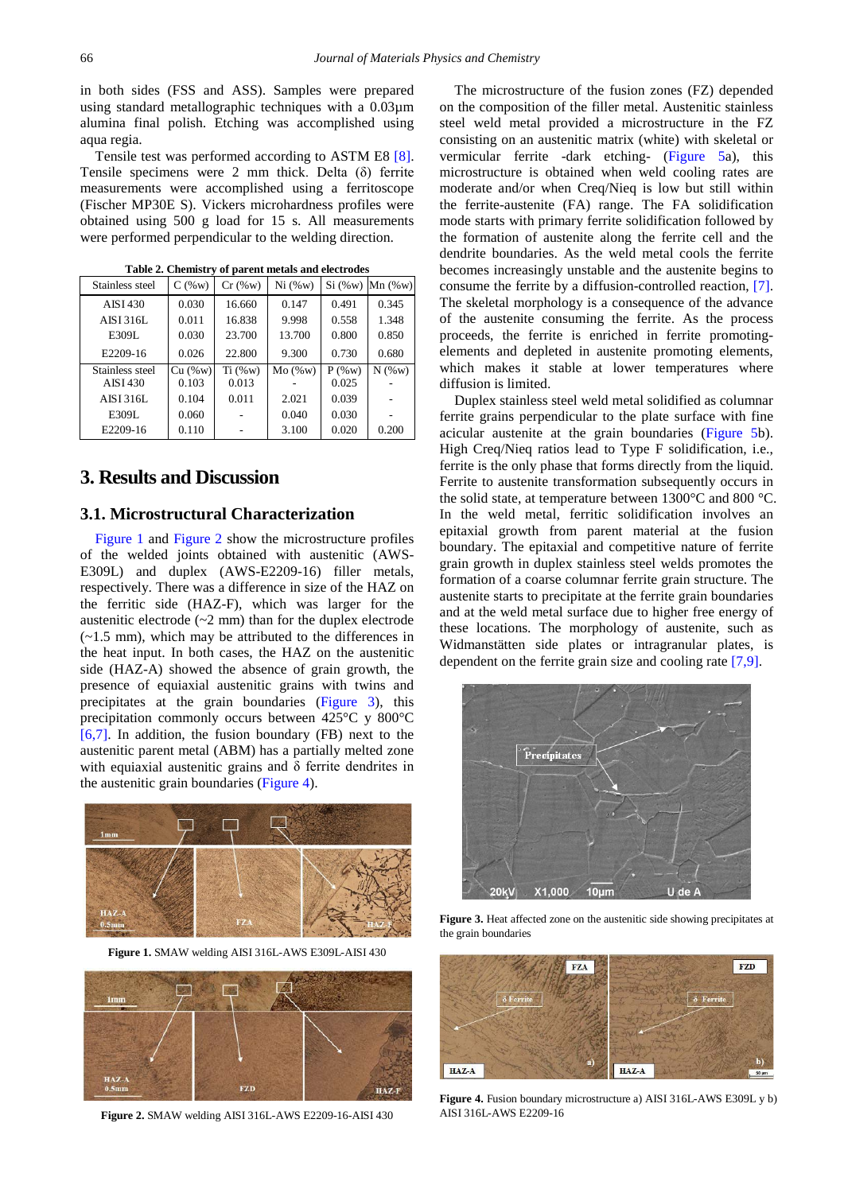in both sides (FSS and ASS). Samples were prepared using standard metallographic techniques with a 0.03µm alumina final polish. Etching was accomplished using aqua regia.

Tensile test was performed according to ASTM E8 [8]. Tensile specimens were 2 mm thick. Delta (δ) ferrite measurements were accomplished using a ferritoscope (Fischer MP30E S). Vickers microhardness profiles were obtained using 500 g load for 15 s. All measurements were performed perpendicular to the welding direction.

**Table 2. Chemistry of parent metals and electrodes**

| Stainless steel | C (%w) | Cr (%w) | Ni (%w) | Si (%w) | Mn (%w) |
|---|---|---|---|---|---|
| AISI 430 | 0.030 | 16.660 | 0.147 | 0.491 | 0.345 |
| AISI 316L | 0.011 | 16.838 | 9.998 | 0.558 | 1.348 |
| E309L | 0.030 | 23.700 | 13.700 | 0.800 | 0.850 |
| E2209-16 | 0.026 | 22.800 | 9.300 | 0.730 | 0.680 |
| **Stainless steel** | **Cu (%w)** | **Ti (%w)** | **Mo (%w)** | **P (%w)** | **N (%w)** |
| AISI 430 | 0.103 | 0.013 | - | 0.025 | - |
| AISI 316L | 0.104 | 0.011 | 2.021 | 0.039 | - |
| E309L | 0.060 | - | 0.040 | 0.030 | - |
| E2209-16 | 0.110 | - | 3.100 | 0.020 | 0.200 |

## 3. Results and Discussion

### 3.1. Microstructural Characterization

Figure 1 and Figure 2 show the microstructure profiles of the welded joints obtained with austenitic (AWS-E309L) and duplex (AWS-E2209-16) filler metals, respectively. There was a difference in size of the HAZ on the ferritic side (HAZ-F), which was larger for the austenitic electrode (~2 mm) than for the duplex electrode (~1.5 mm), which may be attributed to the differences in the heat input. In both cases, the HAZ on the austenitic side (HAZ-A) showed the absence of grain growth, the presence of equiaxial austenitic grains with twins and precipitates at the grain boundaries (Figure 3), this precipitation commonly occurs between 425°C y 800°C [6,7]. In addition, the fusion boundary (FB) next to the austenitic parent metal (ABM) has a partially melted zone with equiaxial austenitic grains and δ ferrite dendrites in the austenitic grain boundaries (Figure 4).

**Figure 1.** SMAW welding AISI 316L-AWS E309L-AISI 430

**Figure 2.** SMAW welding AISI 316L-AWS E2209-16-AISI 430

The microstructure of the fusion zones (FZ) depended on the composition of the filler metal. Austenitic stainless steel weld metal provided a microstructure in the FZ consisting on an austenitic matrix (white) with skeletal or vermicular ferrite -dark etching- (Figure 5a), this microstructure is obtained when weld cooling rates are moderate and/or when Creq/Nieq is low but still within the ferrite-austenite (FA) range. The FA solidification mode starts with primary ferrite solidification followed by the formation of austenite along the ferrite cell and the dendrite boundaries. As the weld metal cools the ferrite becomes increasingly unstable and the austenite begins to consume the ferrite by a diffusion-controlled reaction, [7]. The skeletal morphology is a consequence of the advance of the austenite consuming the ferrite. As the process proceeds, the ferrite is enriched in ferrite promoting-elements and depleted in austenite promoting elements, which makes it stable at lower temperatures where diffusion is limited.

Duplex stainless steel weld metal solidified as columnar ferrite grains perpendicular to the plate surface with fine acicular austenite at the grain boundaries (Figure 5b). High Creq/Nieq ratios lead to Type F solidification, i.e., ferrite is the only phase that forms directly from the liquid. Ferrite to austenite transformation subsequently occurs in the solid state, at temperature between 1300°C and 800 °C. In the weld metal, ferritic solidification involves an epitaxial growth from parent material at the fusion boundary. The epitaxial and competitive nature of ferrite grain growth in duplex stainless steel welds promotes the formation of a coarse columnar ferrite grain structure. The austenite starts to precipitate at the ferrite grain boundaries and at the weld metal surface due to higher free energy of these locations. The morphology of austenite, such as Widmanstätten side plates or intragranular plates, is dependent on the ferrite grain size and cooling rate [7,9].

**Figure 3.** Heat affected zone on the austenitic side showing precipitates at the grain boundaries

**Figure 4.** Fusion boundary microstructure a) AISI 316L-AWS E309L y b) AISI 316L-AWS E2209-16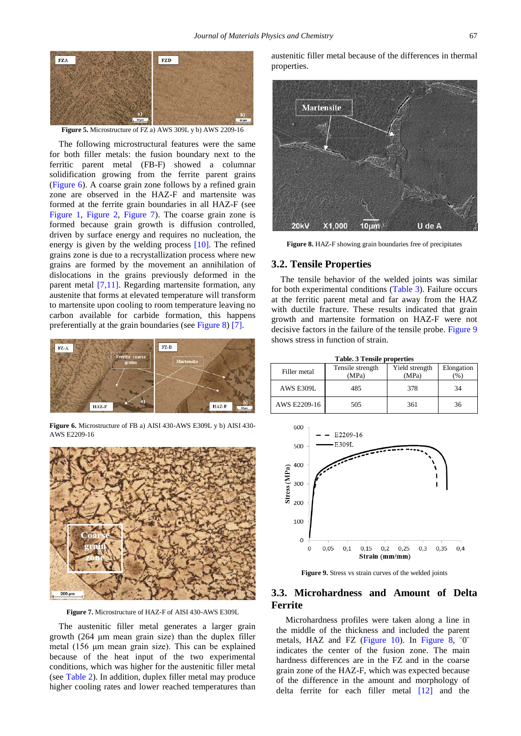Figure 5. Microstructure of FZ a) AWS 309L y b) AWS 2209-16

The following microstructural features were the same for both filler metals: the fusion boundary next to the ferritic parent metal (FB-F) showed a columnar solidification growing from the ferrite parent grains (Figure 6). A coarse grain zone follows by a refined grain zone are observed in the HAZ-F and martensite was formed at the ferrite grain boundaries in all HAZ-F (see Figure 1, Figure 2, Figure 7). The coarse grain zone is formed because grain growth is diffusion controlled, driven by surface energy and requires no nucleation, the energy is given by the welding process [10]. The refined grains zone is due to a recrystallization process where new grains are formed by the movement an annihilation of dislocations in the grains previously deformed in the parent metal [7,11]. Regarding martensite formation, any austenite that forms at elevated temperature will transform to martensite upon cooling to room temperature leaving no carbon available for carbide formation, this happens preferentially at the grain boundaries (see Figure 8) [7].

Figure 6. Microstructure of FB a) AISI 430-AWS E309L y b) AISI 430-AWS E2209-16

Figure 7. Microstructure of HAZ-F of AISI 430-AWS E309L

The austenitic filler metal generates a larger grain growth (264 μm mean grain size) than the duplex filler metal (156 μm mean grain size). This can be explained because of the heat input of the two experimental conditions, which was higher for the austenitic filler metal (see Table 2). In addition, duplex filler metal may produce higher cooling rates and lower reached temperatures than austenitic filler metal because of the differences in thermal properties.

Figure 8. HAZ-F showing grain boundaries free of precipitates

## 3.2. Tensile Properties

The tensile behavior of the welded joints was similar for both experimental conditions (Table 3). Failure occurs at the ferritic parent metal and far away from the HAZ with ductile fracture. These results indicated that grain growth and martensite formation on HAZ-F were not decisive factors in the failure of the tensile probe. Figure 9 shows stress in function of strain.

Table. 3 Tensile properties

| Filler metal | Tensile strength (MPa) | Yield strength (MPa) | Elongation (%) |
|---|---|---|---|
| AWS E309L | 485 | 378 | 34 |
| AWS E2209-16 | 505 | 361 | 36 |

Figure 9. Stress vs strain curves of the welded joints

## 3.3. Microhardness and Amount of Delta Ferrite

Microhardness profiles were taken along a line in the middle of the thickness and included the parent metals, HAZ and FZ (Figure 10). In Figure 8, ¨0¨ indicates the center of the fusion zone. The main hardness differences are in the FZ and in the coarse grain zone of the HAZ-F, which was expected because of the difference in the amount and morphology of delta ferrite for each filler metal [12] and the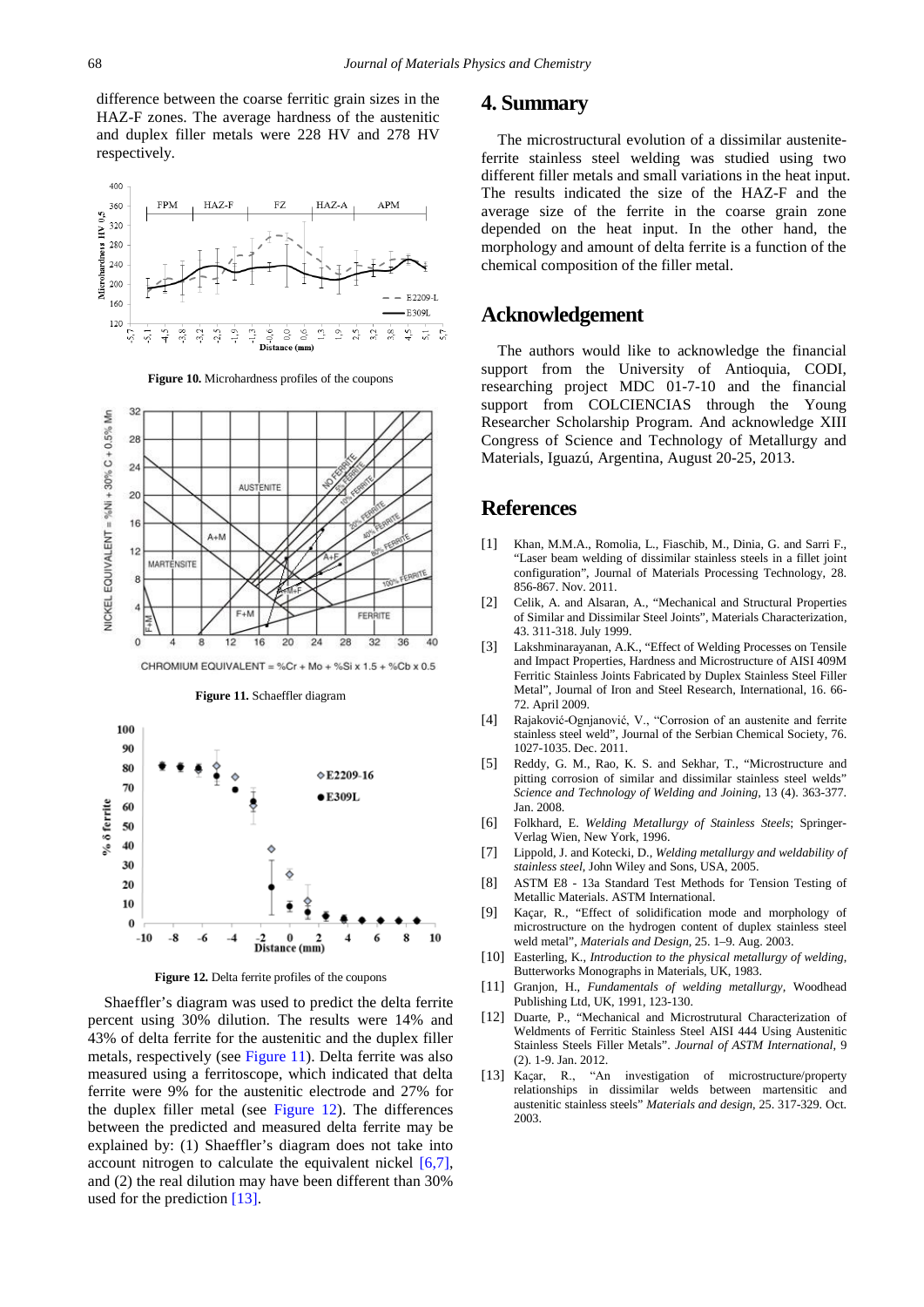difference between the coarse ferritic grain sizes in the HAZ-F zones. The average hardness of the austenitic and duplex filler metals were 228 HV and 278 HV respectively.

Microhardness HV 0,5
400
360
320
280
240
200
160
120
FPM
HAZ-F
FZ
HAZ-A
APM
E2209-L
E309L
-5,7 -5,1 -4,5 -3,8 -3,2 -2,5 -1,9 -1,3 -0,6 0,0 0,6 1,3 1,9 2,5 3,2 3,8 4,5 5,1 5,7
Distance (mm)

**Figure 10.** Microhardness profiles of the coupons

NICKEL EQUIVALENT = %Ni + 30% C + 0.5% Mn
CHROMIUM EQUIVALENT = %Cr + Mo + %Si x 1.5 + %Cb x 0.5
0 4 8 12 16 20 24 28 32 36 40
0 4 8 12 16 20 24 28 32
AUSTENITE
A+M
MARTENSITE
F+M
FERRITE
A+F
A+M+F
M+F
NO FERRITE
5% FERRITE
10% FERRITE
20% FERRITE
40% FERRITE
80% FERRITE
100% FERRITE

**Figure 11.** Schaeffler diagram

% δ ferrite
100
90
80
70
60
50
40
30
20
10
0
-10 -8 -6 -4 -2 0 2 4 6 8 10
Distance (mm)
E2209-16
E309L

**Figure 12.** Delta ferrite profiles of the coupons

Shaeffler's diagram was used to predict the delta ferrite percent using 30% dilution. The results were 14% and 43% of delta ferrite for the austenitic and the duplex filler metals, respectively (see Figure 11). Delta ferrite was also measured using a ferritoscope, which indicated that delta ferrite were 9% for the austenitic electrode and 27% for the duplex filler metal (see Figure 12). The differences between the predicted and measured delta ferrite may be explained by: (1) Shaeffler's diagram does not take into account nitrogen to calculate the equivalent nickel [6,7], and (2) the real dilution may have been different than 30% used for the prediction [13].

## 4. Summary

The microstructural evolution of a dissimilar austenite-ferrite stainless steel welding was studied using two different filler metals and small variations in the heat input. The results indicated the size of the HAZ-F and the average size of the ferrite in the coarse grain zone depended on the heat input. In the other hand, the morphology and amount of delta ferrite is a function of the chemical composition of the filler metal.

## Acknowledgement

The authors would like to acknowledge the financial support from the University of Antioquia, CODI, researching project MDC 01-7-10 and the financial support from COLCIENCIAS through the Young Researcher Scholarship Program. And acknowledge XIII Congress of Science and Technology of Metallurgy and Materials, Iguazú, Argentina, August 20-25, 2013.

## References

[1] Khan, M.M.A., Romolia, L., Fiaschib, M., Dinia, G. and Sarri F., "Laser beam welding of dissimilar stainless steels in a fillet joint configuration", Journal of Materials Processing Technology, 28. 856-867. Nov. 2011.

[2] Celik, A. and Alsaran, A., "Mechanical and Structural Properties of Similar and Dissimilar Steel Joints", Materials Characterization, 43. 311-318. July 1999.

[3] Lakshminarayanan, A.K., "Effect of Welding Processes on Tensile and Impact Properties, Hardness and Microstructure of AISI 409M Ferritic Stainless Joints Fabricated by Duplex Stainless Steel Filler Metal", Journal of Iron and Steel Research, International, 16. 66-72. April 2009.

[4] Rajaković-Ognjanović, V., "Corrosion of an austenite and ferrite stainless steel weld", Journal of the Serbian Chemical Society, 76. 1027-1035. Dec. 2011.

[5] Reddy, G. M., Rao, K. S. and Sekhar, T., "Microstructure and pitting corrosion of similar and dissimilar stainless steel welds" *Science and Technology of Welding and Joining*, 13 (4). 363-377. Jan. 2008.

[6] Folkhard, E. *Welding Metallurgy of Stainless Steels*; Springer-Verlag Wien, New York, 1996.

[7] Lippold, J. and Kotecki, D., *Welding metallurgy and weldability of stainless steel*, John Wiley and Sons, USA, 2005.

[8] ASTM E8 - 13a Standard Test Methods for Tension Testing of Metallic Materials. ASTM International.

[9] Kaçar, R., "Effect of solidification mode and morphology of microstructure on the hydrogen content of duplex stainless steel weld metal", *Materials and Design*, 25. 1–9. Aug. 2003.

[10] Easterling, K., *Introduction to the physical metallurgy of welding*, Butterworks Monographs in Materials, UK, 1983.

[11] Granjon, H., *Fundamentals of welding metallurgy*, Woodhead Publishing Ltd, UK, 1991, 123-130.

[12] Duarte, P., "Mechanical and Microstrutural Characterization of Weldments of Ferritic Stainless Steel AISI 444 Using Austenitic Stainless Steels Filler Metals". *Journal of ASTM International*, 9 (2). 1-9. Jan. 2012.

[13] Kaçar, R., "An investigation of microstructure/property relationships in dissimilar welds between martensitic and austenitic stainless steels" *Materials and design*, 25. 317-329. Oct. 2003.